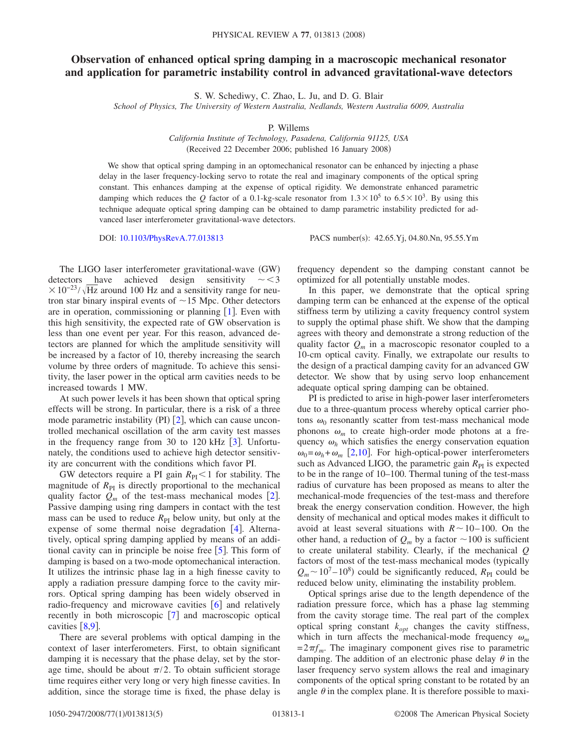# Observation of enhanced optical spring damping in a macroscopic mechanical resonator and application for parametric instability control in advanced gravitational-wave detectors

S. W. Schediwy, C. Zhao, L. Ju, and D. G. Blair

*School of Physics, The University of Western Australia, Nedlands, Western Australia 6009, Australia*

P. Willems

*California Institute of Technology, Pasadena, California 91125, USA*

(Received 22 December 2006; published 16 January 2008)

We show that optical spring damping in an optomechanical resonator can be enhanced by injecting a phase delay in the laser frequency-locking servo to rotate the real and imaginary components of the optical spring constant. This enhances damping at the expense of optical rigidity. We demonstrate enhanced parametric damping which reduces the $Q$ factor of a 0.1-kg-scale resonator from $1.3\times10^5$ to $6.5\times10^3$. By using this technique adequate optical spring damping can be obtained to damp parametric instability predicted for advanced laser interferometer gravitational-wave detectors.

DOI: 10.1103/PhysRevA.77.013813 PACS number(s): 42.65.Yj, 04.80.Nn, 95.55.Ym

The LIGO laser interferometer gravitational-wave (GW) detectors have achieved design sensitivity $\sim<3\times10^{-23}/\sqrt{\text{Hz}}$ around 100 Hz and a sensitivity range for neutron star binary inspiral events of ~15 Mpc. Other detectors are in operation, commissioning or planning [1]. Even with this high sensitivity, the expected rate of GW observation is less than one event per year. For this reason, advanced detectors are planned for which the amplitude sensitivity will be increased by a factor of 10, thereby increasing the search volume by three orders of magnitude. To achieve this sensitivity, the laser power in the optical arm cavities needs to be increased towards 1 MW.

At such power levels it has been shown that optical spring effects will be strong. In particular, there is a risk of a three mode parametric instability (PI) [2], which can cause uncontrolled mechanical oscillation of the arm cavity test masses in the frequency range from 30 to 120 kHz [3]. Unfortunately, the conditions used to achieve high detector sensitivity are concurrent with the conditions which favor PI.

GW detectors require a PI gain $R_{PI}<1$ for stability. The magnitude of $R_{PI}$ is directly proportional to the mechanical quality factor $Q_m$ of the test-mass mechanical modes [2]. Passive damping using ring dampers in contact with the test mass can be used to reduce $R_{PI}$ below unity, but only at the expense of some thermal noise degradation [4]. Alternatively, optical spring damping applied by means of an additional cavity can in principle be noise free [5]. This form of damping is based on a two-mode optomechanical interaction. It utilizes the intrinsic phase lag in a high finesse cavity to apply a radiation pressure damping force to the cavity mirrors. Optical spring damping has been widely observed in radio-frequency and microwave cavities [6] and relatively recently in both microscopic [7] and macroscopic optical cavities [8,9].

There are several problems with optical damping in the context of laser interferometers. First, to obtain significant damping it is necessary that the phase delay, set by the storage time, should be about $\pi/2$. To obtain sufficient storage time requires either very long or very high finesse cavities. In addition, since the storage time is fixed, the phase delay is frequency dependent so the damping constant cannot be optimized for all potentially unstable modes.

In this paper, we demonstrate that the optical spring damping term can be enhanced at the expense of the optical stiffness term by utilizing a cavity frequency control system to supply the optimal phase shift. We show that the damping agrees with theory and demonstrate a strong reduction of the quality factor $Q_m$ in a macroscopic resonator coupled to a 10-cm optical cavity. Finally, we extrapolate our results to the design of a practical damping cavity for an advanced GW detector. We show that by using servo loop enhancement adequate optical spring damping can be obtained.

PI is predicted to arise in high-power laser interferometers due to a three-quantum process whereby optical carrier photons $\omega_0$ resonantly scatter from test-mass mechanical mode phonons $\omega_m$ to create high-order mode photons at a frequency $\omega_h$ which satisfies the energy conservation equation $\omega_0=\omega_h+\omega_m$ [2,10]. For high-optical-power interferometers such as Advanced LIGO, the parametric gain $R_{PI}$ is expected to be in the range of 10–100. Thermal tuning of the test-mass radius of curvature has been proposed as means to alter the mechanical-mode frequencies of the test-mass and therefore break the energy conservation condition. However, the high density of mechanical and optical modes makes it difficult to avoid at least several situations with $R\sim10$–100. On the other hand, a reduction of $Q_m$ by a factor ~100 is sufficient to create unilateral stability. Clearly, if the mechanical $Q$ factors of most of the test-mass mechanical modes (typically $Q_m\sim10^7$–$10^8$) could be significantly reduced, $R_{PI}$ could be reduced below unity, eliminating the instability problem.

Optical springs arise due to the length dependence of the radiation pressure force, which has a phase lag stemming from the cavity storage time. The real part of the complex optical spring constant $k_{opt}$ changes the cavity stiffness, which in turn affects the mechanical-mode frequency $\omega_m=2\pi f_m$. The imaginary component gives rise to parametric damping. The addition of an electronic phase delay $\theta$ in the laser frequency servo system allows the real and imaginary components of the optical spring constant to be rotated by an angle $\theta$ in the complex plane. It is therefore possible to maxi-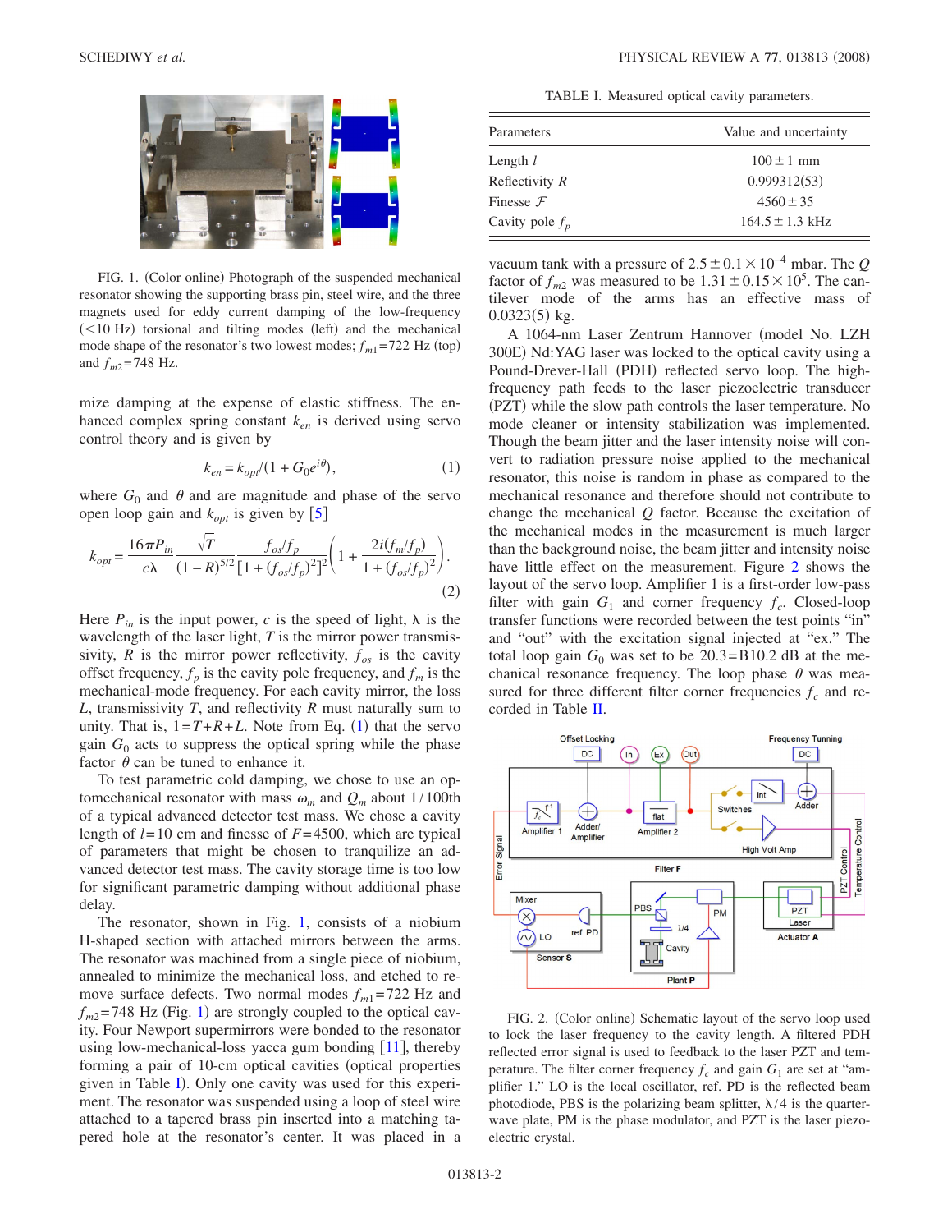FIG. 1. (Color online) Photograph of the suspended mechanical resonator showing the supporting brass pin, steel wire, and the three magnets used for eddy current damping of the low-frequency (<10 Hz) torsional and tilting modes (left) and the mechanical mode shape of the resonator's two lowest modes; $f_{m1}$=722 Hz (top) and $f_{m2}$=748 Hz.

mize damping at the expense of elastic stiffness. The enhanced complex spring constant $k_{en}$ is derived using servo control theory and is given by

$$k_{en} = k_{opt}/(1 + G_0 e^{i\theta}), \tag{1}$$

where $G_0$ and $\theta$ and are magnitude and phase of the servo open loop gain and $k_{opt}$ is given by [5]

$$k_{opt} = \frac{16\pi P_{in}}{c\lambda} \frac{\sqrt{T}}{(1-R)^{5/2}} \frac{f_{os}/f_p}{[1+(f_{os}/f_p)^2]^2}\left(1 + \frac{2i(f_m/f_p)}{1+(f_{os}/f_p)^2}\right). \tag{2}$$

Here $P_{in}$ is the input power, $c$ is the speed of light, $\lambda$ is the wavelength of the laser light, $T$ is the mirror power transmissivity, $R$ is the mirror power reflectivity, $f_{os}$ is the cavity offset frequency, $f_p$ is the cavity pole frequency, and $f_m$ is the mechanical-mode frequency. For each cavity mirror, the loss $L$, transmissivity $T$, and reflectivity $R$ must naturally sum to unity. That is, $1 = T + R + L$. Note from Eq. (1) that the servo gain $G_0$ acts to suppress the optical spring while the phase factor $\theta$ can be tuned to enhance it.

To test parametric cold damping, we chose to use an optomechanical resonator with mass $\omega_m$ and $Q_m$ about 1/100th of a typical advanced detector test mass. We chose a cavity length of $l$=10 cm and finesse of $F$=4500, which are typical of parameters that might be chosen to tranquilize an advanced detector test mass. The cavity storage time is too low for significant parametric damping without additional phase delay.

The resonator, shown in Fig. 1, consists of a niobium H-shaped section with attached mirrors between the arms. The resonator was machined from a single piece of niobium, annealed to minimize the mechanical loss, and etched to remove surface defects. Two normal modes $f_{m1}$=722 Hz and $f_{m2}$=748 Hz (Fig. 1) are strongly coupled to the optical cavity. Four Newport supermirrors were bonded to the resonator using low-mechanical-loss yacca gum bonding [11], thereby forming a pair of 10-cm optical cavities (optical properties given in Table I). Only one cavity was used for this experiment. The resonator was suspended using a loop of steel wire attached to a tapered brass pin inserted into a matching tapered hole at the resonator's center. It was placed in a vacuum tank with a pressure of $2.5 \pm 0.1 \times 10^{-4}$ mbar. The $Q$ factor of $f_{m2}$ was measured to be $1.31 \pm 0.15 \times 10^5$. The cantilever mode of the arms has an effective mass of 0.0323(5) kg.

TABLE I. Measured optical cavity parameters.

| Parameters | Value and uncertainty |
|---|---|
| Length $l$ | $100 \pm 1$ mm |
| Reflectivity $R$ | 0.999312(53) |
| Finesse $\mathcal{F}$ | $4560 \pm 35$ |
| Cavity pole $f_p$ | $164.5 \pm 1.3$ kHz |

A 1064-nm Laser Zentrum Hannover (model No. LZH 300E) Nd:YAG laser was locked to the optical cavity using a Pound-Drever-Hall (PDH) reflected servo loop. The high-frequency path feeds to the laser piezoelectric transducer (PZT) while the slow path controls the laser temperature. No mode cleaner or intensity stabilization was implemented. Though the beam jitter and the laser intensity noise will convert to radiation pressure noise applied to the mechanical resonator, this noise is random in phase as compared to the mechanical resonance and therefore should not contribute to change the mechanical $Q$ factor. Because the excitation of the mechanical modes in the measurement is much larger than the background noise, the beam jitter and intensity noise have little effect on the measurement. Figure 2 shows the layout of the servo loop. Amplifier 1 is a first-order low-pass filter with gain $G_1$ and corner frequency $f_c$. Closed-loop transfer functions were recorded between the test points "in" and "out" with the excitation signal injected at "ex." The total loop gain $G_0$ was set to be 20.3=B10.2 dB at the mechanical resonance frequency. The loop phase $\theta$ was measured for three different filter corner frequencies $f_c$ and recorded in Table II.

FIG. 2. (Color online) Schematic layout of the servo loop used to lock the laser frequency to the cavity length. A filtered PDH reflected error signal is used to feedback to the laser PZT and temperature. The filter corner frequency $f_c$ and gain $G_1$ are set at "amplifier 1." LO is the local oscillator, ref. PD is the reflected beam photodiode, PBS is the polarizing beam splitter, $\lambda/4$ is the quarter-wave plate, PM is the phase modulator, and PZT is the laser piezoelectric crystal.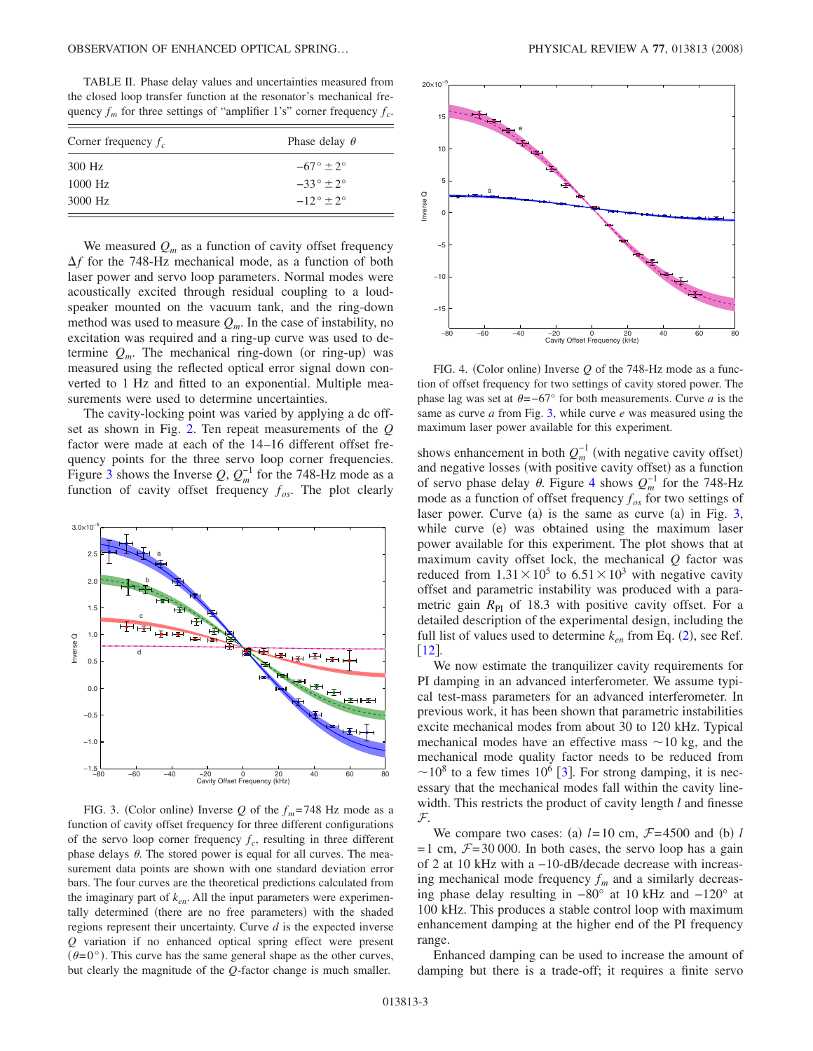TABLE II. Phase delay values and uncertainties measured from the closed loop transfer function at the resonator's mechanical frequency $f_m$ for three settings of "amplifier 1's" corner frequency $f_c$.

| Corner frequency $f_c$ | Phase delay $\theta$ |
|---|---|
| 300 Hz | $-67° \pm 2°$ |
| 1000 Hz | $-33° \pm 2°$ |
| 3000 Hz | $-12° \pm 2°$ |

We measured $Q_m$ as a function of cavity offset frequency $\Delta f$ for the 748-Hz mechanical mode, as a function of both laser power and servo loop parameters. Normal modes were acoustically excited through residual coupling to a loudspeaker mounted on the vacuum tank, and the ring-down method was used to measure $Q_m$. In the case of instability, no excitation was required and a ring-up curve was used to determine $Q_m$. The mechanical ring-down (or ring-up) was measured using the reflected optical error signal down converted to 1 Hz and fitted to an exponential. Multiple measurements were used to determine uncertainties.

The cavity-locking point was varied by applying a dc offset as shown in Fig. 2. Ten repeat measurements of the $Q$ factor were made at each of the 14–16 different offset frequency points for the three servo loop corner frequencies. Figure 3 shows the Inverse $Q$, $Q_m^{-1}$ for the 748-Hz mode as a function of cavity offset frequency $f_{os}$. The plot clearly shows enhancement in both $Q_m^{-1}$ (with negative cavity offset) and negative losses (with positive cavity offset) as a function of servo phase delay $\theta$. Figure 4 shows $Q_m^{-1}$ for the 748-Hz mode as a function of offset frequency $f_{os}$ for two settings of laser power. Curve (a) is the same as curve (a) in Fig. 3, while curve (e) was obtained using the maximum laser power available for this experiment. The plot shows that at maximum cavity offset lock, the mechanical $Q$ factor was reduced from $1.31\times10^5$ to $6.51\times10^3$ with negative cavity offset and parametric instability was produced with a parametric gain $R_{\text{PI}}$ of 18.3 with positive cavity offset. For a detailed description of the experimental design, including the full list of values used to determine $k_{en}$ from Eq. (2), see Ref. [12].

FIG. 3. (Color online) Inverse $Q$ of the $f_m$=748 Hz mode as a function of cavity offset frequency for three different configurations of the servo loop corner frequency $f_c$, resulting in three different phase delays $\theta$. The stored power is equal for all curves. The measurement data points are shown with one standard deviation error bars. The four curves are the theoretical predictions calculated from the imaginary part of $k_{en}$. All the input parameters were experimentally determined (there are no free parameters) with the shaded regions represent their uncertainty. Curve $d$ is the expected inverse $Q$ variation if no enhanced optical spring effect were present ($\theta=0°$). This curve has the same general shape as the other curves, but clearly the magnitude of the $Q$-factor change is much smaller.

FIG. 4. (Color online) Inverse $Q$ of the 748-Hz mode as a function of offset frequency for two settings of cavity stored power. The phase lag was set at $\theta=-67°$ for both measurements. Curve $a$ is the same as curve $a$ from Fig. 3, while curve $e$ was measured using the maximum laser power available for this experiment.

We now estimate the tranquilizer cavity requirements for PI damping in an advanced interferometer. We assume typical test-mass parameters for an advanced interferometer. In previous work, it has been shown that parametric instabilities excite mechanical modes from about 30 to 120 kHz. Typical mechanical modes have an effective mass ~10 kg, and the mechanical mode quality factor needs to be reduced from ~$10^8$ to a few times $10^6$ [3]. For strong damping, it is necessary that the mechanical modes fall within the cavity linewidth. This restricts the product of cavity length $l$ and finesse $\mathcal{F}$.

We compare two cases: (a) $l$=10 cm, $\mathcal{F}$=4500 and (b) $l$=1 cm, $\mathcal{F}$=30 000. In both cases, the servo loop has a gain of 2 at 10 kHz with a −10-dB/decade decrease with increasing mechanical mode frequency $f_m$ and a similarly decreasing phase delay resulting in −80° at 10 kHz and −120° at 100 kHz. This produces a stable control loop with maximum enhancement damping at the higher end of the PI frequency range.

Enhanced damping can be used to increase the amount of damping but there is a trade-off; it requires a finite servo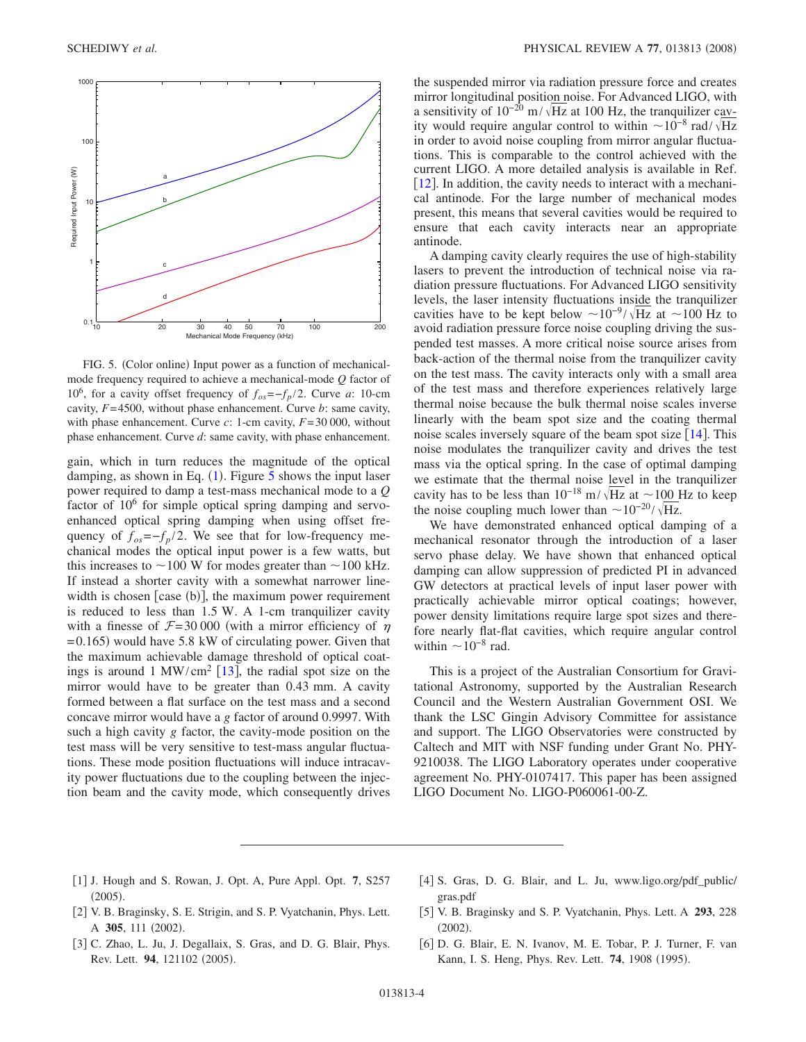FIG. 5. (Color online) Input power as a function of mechanical-mode frequency required to achieve a mechanical-mode $Q$ factor of $10^6$, for a cavity offset frequency of $f_{os}=-f_p/2$. Curve $a$: 10-cm cavity, $F=4500$, without phase enhancement. Curve $b$: same cavity, with phase enhancement. Curve $c$: 1-cm cavity, $F=30\,000$, without phase enhancement. Curve $d$: same cavity, with phase enhancement.

gain, which in turn reduces the magnitude of the optical damping, as shown in Eq. (1). Figure 5 shows the input laser power required to damp a test-mass mechanical mode to a $Q$ factor of $10^6$ for simple optical spring damping and servo-enhanced optical spring damping when using offset frequency of $f_{os}=-f_p/2$. We see that for low-frequency mechanical modes the optical input power is a few watts, but this increases to $\sim$100 W for modes greater than $\sim$100 kHz. If instead a shorter cavity with a somewhat narrower linewidth is chosen [case (b)], the maximum power requirement is reduced to less than 1.5 W. A 1-cm tranquilizer cavity with a finesse of $\mathcal{F}=30\,000$ (with a mirror efficiency of $\eta=0.165$) would have 5.8 kW of circulating power. Given that the maximum achievable damage threshold of optical coatings is around 1 MW/cm$^2$ [13], the radial spot size on the mirror would have to be greater than 0.43 mm. A cavity formed between a flat surface on the test mass and a second concave mirror would have a $g$ factor of around 0.9997. With such a high cavity $g$ factor, the cavity-mode position on the test mass will be very sensitive to test-mass angular fluctuations. These mode position fluctuations will induce intracavity power fluctuations due to the coupling between the injection beam and the cavity mode, which consequently drives the suspended mirror via radiation pressure force and creates mirror longitudinal position noise. For Advanced LIGO, with a sensitivity of $10^{-20}$ m/$\sqrt{\text{Hz}}$ at 100 Hz, the tranquilizer cavity would require angular control to within $\sim10^{-8}$ rad/$\sqrt{\text{Hz}}$ in order to avoid noise coupling from mirror angular fluctuations. This is comparable to the control achieved with the current LIGO. A more detailed analysis is available in Ref. [12]. In addition, the cavity needs to interact with a mechanical antinode. For the large number of mechanical modes present, this means that several cavities would be required to ensure that each cavity interacts near an appropriate antinode.

A damping cavity clearly requires the use of high-stability lasers to prevent the introduction of technical noise via radiation pressure fluctuations. For Advanced LIGO sensitivity levels, the laser intensity fluctuations inside the tranquilizer cavities have to be kept below $\sim10^{-9}/\sqrt{\text{Hz}}$ at $\sim$100 Hz to avoid radiation pressure force noise coupling driving the suspended test masses. A more critical noise source arises from back-action of the thermal noise from the tranquilizer cavity on the test mass. The cavity interacts only with a small area of the test mass and therefore experiences relatively large thermal noise because the bulk thermal noise scales inverse linearly with the beam spot size and the coating thermal noise scales inversely square of the beam spot size [14]. This noise modulates the tranquilizer cavity and drives the test mass via the optical spring. In the case of optimal damping we estimate that the thermal noise level in the tranquilizer cavity has to be less than $10^{-18}$ m/$\sqrt{\text{Hz}}$ at $\sim$100 Hz to keep the noise coupling much lower than $\sim10^{-20}/\sqrt{\text{Hz}}$.

We have demonstrated enhanced optical damping of a mechanical resonator through the introduction of a laser servo phase delay. We have shown that enhanced optical damping can allow suppression of predicted PI in advanced GW detectors at practical levels of input laser power with practically achievable mirror optical coatings; however, power density limitations require large spot sizes and therefore nearly flat-flat cavities, which require angular control within $\sim10^{-8}$ rad.

This is a project of the Australian Consortium for Gravitational Astronomy, supported by the Australian Research Council and the Western Australian Government OSI. We thank the LSC Gingin Advisory Committee for assistance and support. The LIGO Observatories were constructed by Caltech and MIT with NSF funding under Grant No. PHY-9210038. The LIGO Laboratory operates under cooperative agreement No. PHY-0107417. This paper has been assigned LIGO Document No. LIGO-P060061-00-Z.

---

[1] J. Hough and S. Rowan, J. Opt. A, Pure Appl. Opt. **7**, S257 (2005).

[2] V. B. Braginsky, S. E. Strigin, and S. P. Vyatchanin, Phys. Lett. A **305**, 111 (2002).

[3] C. Zhao, L. Ju, J. Degallaix, S. Gras, and D. G. Blair, Phys. Rev. Lett. **94**, 121102 (2005).

[4] S. Gras, D. G. Blair, and L. Ju, www.ligo.org/pdf_public/gras.pdf

[5] V. B. Braginsky and S. P. Vyatchanin, Phys. Lett. A **293**, 228 (2002).

[6] D. G. Blair, E. N. Ivanov, M. E. Tobar, P. J. Turner, F. van Kann, I. S. Heng, Phys. Rev. Lett. **74**, 1908 (1995).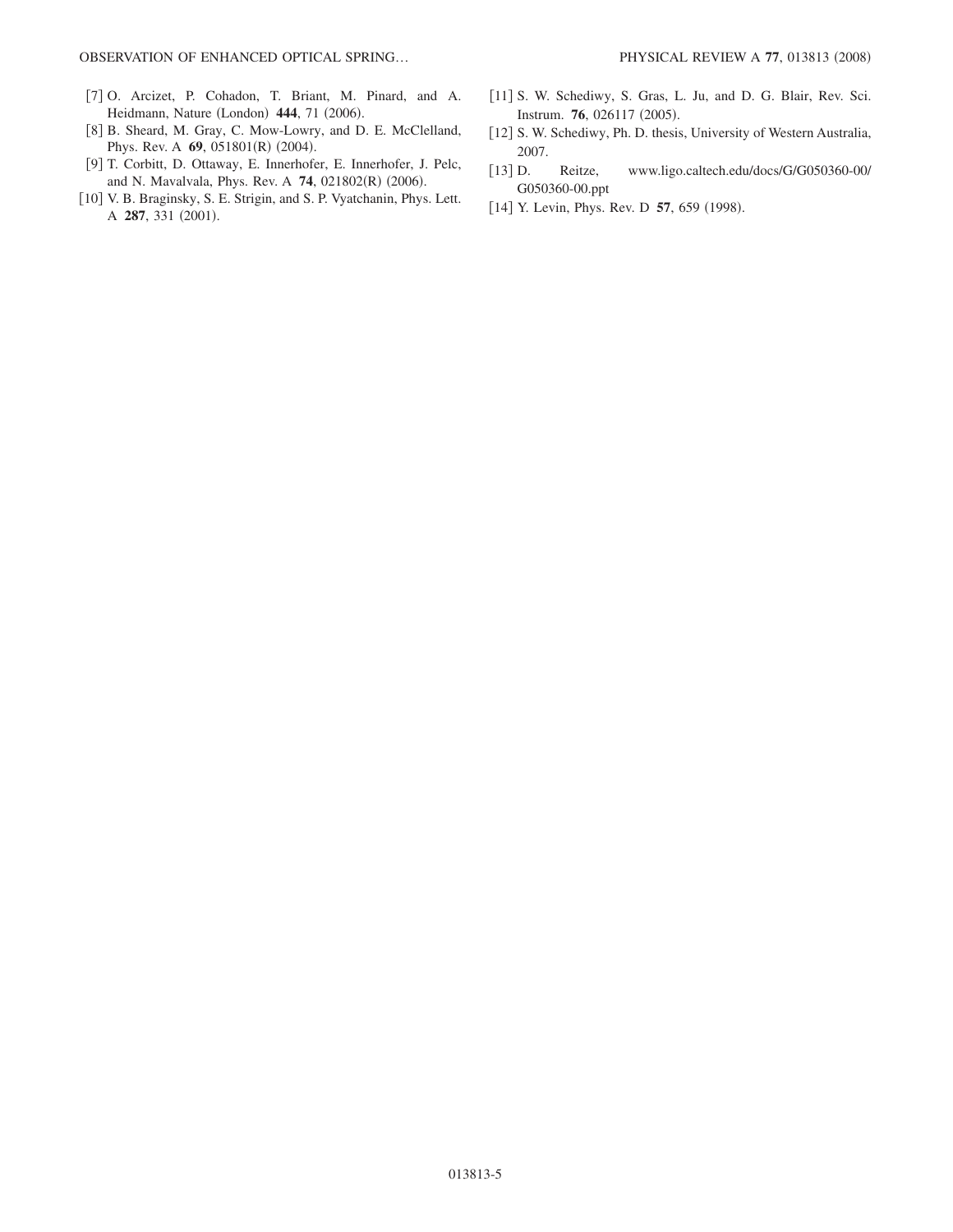[7] O. Arcizet, P. Cohadon, T. Briant, M. Pinard, and A. Heidmann, Nature (London) **444**, 71 (2006).

[8] B. Sheard, M. Gray, C. Mow-Lowry, and D. E. McClelland, Phys. Rev. A **69**, 051801(R) (2004).

[9] T. Corbitt, D. Ottaway, E. Innerhofer, E. Innerhofer, J. Pelc, and N. Mavalvala, Phys. Rev. A **74**, 021802(R) (2006).

[10] V. B. Braginsky, S. E. Strigin, and S. P. Vyatchanin, Phys. Lett. A **287**, 331 (2001).

[11] S. W. Schediwy, S. Gras, L. Ju, and D. G. Blair, Rev. Sci. Instrum. **76**, 026117 (2005).

[12] S. W. Schediwy, Ph. D. thesis, University of Western Australia, 2007.

[13] D. Reitze, www.ligo.caltech.edu/docs/G/G050360-00/G050360-00.ppt

[14] Y. Levin, Phys. Rev. D **57**, 659 (1998).